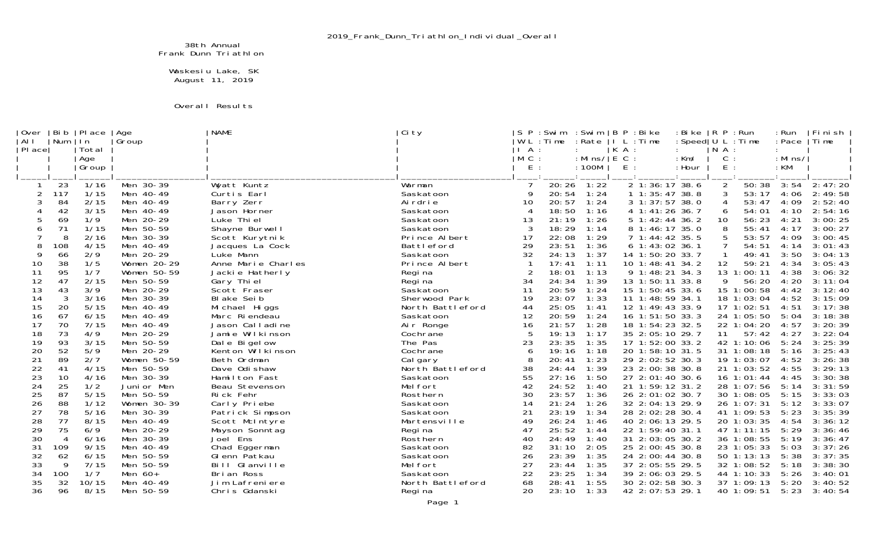2019_Frank_Dunn_Triathlon_Individual_Overall

38th Annual
Frank Dunn Triathlon

Waskesiu Lake, SK
August 11, 2019

Overall Results

| Over All Place | Bib Num | Place In Total Age Group | Age Group | NAME | City | SWIM PLACE | Swim Time | Swim Rate Mins/100M | BIKE PLACE | Bike Time | Bike Speed Km/Hour | RUN PLACE | Run Time | Run Pace Mins/KM | Finish Time |
|---|---|---|---|---|---|---|---|---|---|---|---|---|---|---|---|
| 1 | 23 | 1/16 | Men 30-39 | Wyatt Kuntz | Warman | 7 | 20:26 | 1:22 | 2 | 1:36:17 | 38.6 | 2 | 50:38 | 3:54 | 2:47:20 |
| 2 | 117 | 1/15 | Men 40-49 | Curtis Earl | Saskatoon | 9 | 20:54 | 1:24 | 1 | 1:35:47 | 38.8 | 3 | 53:17 | 4:06 | 2:49:58 |
| 3 | 84 | 2/15 | Men 40-49 | Barry Zerr | Airdrie | 10 | 20:57 | 1:24 | 3 | 1:37:57 | 38.0 | 4 | 53:47 | 4:09 | 2:52:40 |
| 4 | 42 | 3/15 | Men 40-49 | Jason Horner | Saskatoon | 4 | 18:50 | 1:16 | 4 | 1:41:26 | 36.7 | 6 | 54:01 | 4:10 | 2:54:16 |
| 5 | 69 | 1/9 | Men 20-29 | Luke Thiel | Saskatoon | 13 | 21:19 | 1:26 | 5 | 1:42:44 | 36.2 | 10 | 56:23 | 4:21 | 3:00:25 |
| 6 | 71 | 1/15 | Men 50-59 | Shayne Burwell | Saskatoon | 3 | 18:29 | 1:14 | 8 | 1:46:17 | 35.0 | 8 | 55:41 | 4:17 | 3:00:27 |
| 7 | 8 | 2/16 | Men 30-39 | Scott Kurytnik | Prince Albert | 17 | 22:08 | 1:29 | 7 | 1:44:42 | 35.5 | 5 | 53:57 | 4:09 | 3:00:45 |
| 8 | 108 | 4/15 | Men 40-49 | Jacques La Cock | Battleford | 29 | 23:51 | 1:36 | 6 | 1:43:02 | 36.1 | 7 | 54:51 | 4:14 | 3:01:43 |
| 9 | 66 | 2/9 | Men 20-29 | Luke Mann | Saskatoon | 32 | 24:13 | 1:37 | 14 | 1:50:20 | 33.7 | 1 | 49:41 | 3:50 | 3:04:13 |
| 10 | 38 | 1/5 | Women 20-29 | Anne Marie Charles | Prince Albert | 1 | 17:41 | 1:11 | 10 | 1:48:41 | 34.2 | 12 | 59:21 | 4:34 | 3:05:43 |
| 11 | 95 | 1/7 | Women 50-59 | Jackie Hatherly | Regina | 2 | 18:01 | 1:13 | 9 | 1:48:21 | 34.3 | 13 | 1:00:11 | 4:38 | 3:06:32 |
| 12 | 47 | 2/15 | Men 50-59 | Gary Thiel | Regina | 34 | 24:34 | 1:39 | 13 | 1:50:11 | 33.8 | 9 | 56:20 | 4:20 | 3:11:04 |
| 13 | 43 | 3/9 | Men 20-29 | Scott Fraser | Saskatoon | 11 | 20:59 | 1:24 | 15 | 1:50:45 | 33.6 | 15 | 1:00:58 | 4:42 | 3:12:40 |
| 14 | 3 | 3/16 | Men 30-39 | Blake Seib | Sherwood Park | 19 | 23:07 | 1:33 | 11 | 1:48:59 | 34.1 | 18 | 1:03:04 | 4:52 | 3:15:09 |
| 15 | 20 | 5/15 | Men 40-49 | Michael Higgs | North Battleford | 44 | 25:05 | 1:41 | 12 | 1:49:43 | 33.9 | 17 | 1:02:51 | 4:51 | 3:17:38 |
| 16 | 67 | 6/15 | Men 40-49 | Marc Riendeau | Saskatoon | 12 | 20:59 | 1:24 | 16 | 1:51:50 | 33.3 | 24 | 1:05:50 | 5:04 | 3:18:38 |
| 17 | 70 | 7/15 | Men 40-49 | Jason Calladine | Air Ronge | 16 | 21:57 | 1:28 | 18 | 1:54:23 | 32.5 | 22 | 1:04:20 | 4:57 | 3:20:39 |
| 18 | 73 | 4/9 | Men 20-29 | Jamie Wilkinson | Cochrane | 5 | 19:13 | 1:17 | 35 | 2:05:10 | 29.7 | 11 | 57:42 | 4:27 | 3:22:04 |
| 19 | 93 | 3/15 | Men 50-59 | Dale Bigelow | The Pas | 23 | 23:35 | 1:35 | 17 | 1:52:00 | 33.2 | 42 | 1:10:06 | 5:24 | 3:25:39 |
| 20 | 52 | 5/9 | Men 20-29 | Kenton Wilkinson | Cochrane | 6 | 19:16 | 1:18 | 20 | 1:58:10 | 31.5 | 31 | 1:08:18 | 5:16 | 3:25:43 |
| 21 | 89 | 2/7 | Women 50-59 | Beth Ordman | Calgary | 8 | 20:41 | 1:23 | 29 | 2:02:52 | 30.3 | 19 | 1:03:07 | 4:52 | 3:26:38 |
| 22 | 41 | 4/15 | Men 50-59 | Dave Odishaw | North Battleford | 38 | 24:44 | 1:39 | 23 | 2:00:38 | 30.8 | 21 | 1:03:52 | 4:55 | 3:29:13 |
| 23 | 10 | 4/16 | Men 30-39 | Hamilton Fast | Saskatoon | 55 | 27:16 | 1:50 | 27 | 2:01:40 | 30.6 | 16 | 1:01:44 | 4:45 | 3:30:38 |
| 24 | 25 | 1/2 | Junior Men | Beau Stevenson | Melfort | 42 | 24:52 | 1:40 | 21 | 1:59:12 | 31.2 | 28 | 1:07:56 | 5:14 | 3:31:59 |
| 25 | 87 | 5/15 | Men 50-59 | Rick Fehr | Rosthern | 30 | 23:57 | 1:36 | 26 | 2:01:02 | 30.7 | 30 | 1:08:05 | 5:15 | 3:33:03 |
| 26 | 88 | 1/12 | Women 30-39 | Carly Priebe | Saskatoon | 14 | 21:24 | 1:26 | 32 | 2:04:13 | 29.9 | 26 | 1:07:31 | 5:12 | 3:33:07 |
| 27 | 78 | 5/16 | Men 30-39 | Patrick Simpson | Saskatoon | 21 | 23:19 | 1:34 | 28 | 2:02:28 | 30.4 | 41 | 1:09:53 | 5:23 | 3:35:39 |
| 28 | 77 | 8/15 | Men 40-49 | Scott McIntyre | Martensville | 49 | 26:24 | 1:46 | 40 | 2:06:13 | 29.5 | 20 | 1:03:35 | 4:54 | 3:36:12 |
| 29 | 75 | 6/9 | Men 20-29 | Mayson Sonntag | Regina | 47 | 25:52 | 1:44 | 22 | 1:59:40 | 31.1 | 47 | 1:11:15 | 5:29 | 3:36:46 |
| 30 | 4 | 6/16 | Men 30-39 | Joel Ens | Rosthern | 40 | 24:49 | 1:40 | 31 | 2:03:05 | 30.2 | 36 | 1:08:55 | 5:19 | 3:36:47 |
| 31 | 109 | 9/15 | Men 40-49 | Chad Eggerman | Saskatoon | 82 | 31:10 | 2:05 | 25 | 2:00:45 | 30.8 | 23 | 1:05:33 | 5:03 | 3:37:26 |
| 32 | 62 | 6/15 | Men 50-59 | Glenn Patkau | Saskatoon | 26 | 23:39 | 1:35 | 24 | 2:00:44 | 30.8 | 50 | 1:13:13 | 5:38 | 3:37:35 |
| 33 | 9 | 7/15 | Men 50-59 | Bill Glanville | Melfort | 27 | 23:44 | 1:35 | 37 | 2:05:55 | 29.5 | 32 | 1:08:52 | 5:18 | 3:38:30 |
| 34 | 100 | 1/7 | Men 60+ | Brian Ross | Saskatoon | 22 | 23:25 | 1:34 | 39 | 2:06:03 | 29.5 | 44 | 1:10:33 | 5:26 | 3:40:01 |
| 35 | 32 | 10/15 | Men 40-49 | Jim Lafreniere | North Battleford | 68 | 28:41 | 1:55 | 30 | 2:02:58 | 30.3 | 37 | 1:09:13 | 5:20 | 3:40:52 |
| 36 | 96 | 8/15 | Men 50-59 | Chris Gdanski | Regina | 20 | 23:10 | 1:33 | 42 | 2:07:53 | 29.1 | 40 | 1:09:51 | 5:23 | 3:40:54 |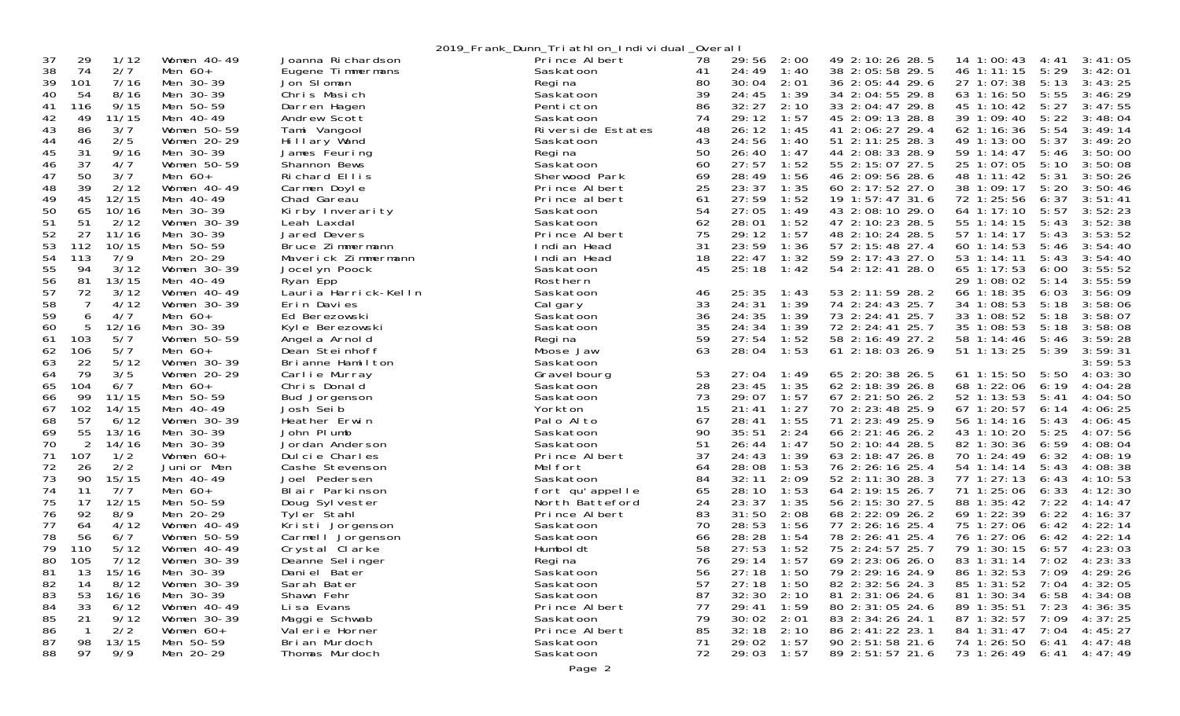2019_Frank_Dunn_Triathlon_Individual_Overall

| | | | | | | | | | | | | | | | |
|---|---|---|---|---|---|---|---|---|---|---|---|---|---|---|---|
| 37 | 29 | 1/12 | Women 40-49 | Joanna Richardson | Prince Albert | 78 | 29:56 | 2:00 | 49 | 2:10:26 | 28.5 | 14 | 1:00:43 | 4:41 | 3:41:05 |
| 38 | 74 | 2/7 | Men 60+ | Eugene Timmermans | Saskatoon | 41 | 24:49 | 1:40 | 38 | 2:05:58 | 29.5 | 46 | 1:11:15 | 5:29 | 3:42:01 |
| 39 | 101 | 7/16 | Men 30-39 | Jon Sloman | Regina | 80 | 30:04 | 2:01 | 36 | 2:05:44 | 29.6 | 27 | 1:07:38 | 5:13 | 3:43:25 |
| 40 | 54 | 8/16 | Men 30-39 | Chris Masich | Saskatoon | 39 | 24:45 | 1:39 | 34 | 2:04:55 | 29.8 | 63 | 1:16:50 | 5:55 | 3:46:29 |
| 41 | 116 | 9/15 | Men 50-59 | Darren Hagen | Penticton | 86 | 32:27 | 2:10 | 33 | 2:04:47 | 29.8 | 45 | 1:10:42 | 5:27 | 3:47:55 |
| 42 | 49 | 11/15 | Men 40-49 | Andrew Scott | Saskatoon | 74 | 29:12 | 1:57 | 45 | 2:09:13 | 28.8 | 39 | 1:09:40 | 5:22 | 3:48:04 |
| 43 | 86 | 3/7 | Women 50-59 | Tami Vangool | Riverside Estates | 48 | 26:12 | 1:45 | 41 | 2:06:27 | 29.4 | 62 | 1:16:36 | 5:54 | 3:49:14 |
| 44 | 46 | 2/5 | Women 20-29 | Hillary Wand | Saskatoon | 43 | 24:56 | 1:40 | 51 | 2:11:25 | 28.3 | 49 | 1:13:00 | 5:37 | 3:49:20 |
| 45 | 31 | 9/16 | Men 30-39 | James Feuring | Regina | 50 | 26:40 | 1:47 | 44 | 2:08:33 | 28.9 | 59 | 1:14:47 | 5:46 | 3:50:00 |
| 46 | 37 | 4/7 | Women 50-59 | Shannon Bews | Saskatoon | 60 | 27:57 | 1:52 | 55 | 2:15:07 | 27.5 | 25 | 1:07:05 | 5:10 | 3:50:08 |
| 47 | 50 | 3/7 | Men 60+ | Richard Ellis | Sherwood Park | 69 | 28:49 | 1:56 | 46 | 2:09:56 | 28.6 | 48 | 1:11:42 | 5:31 | 3:50:26 |
| 48 | 39 | 2/12 | Women 40-49 | Carmen Doyle | Prince Albert | 25 | 23:37 | 1:35 | 60 | 2:17:52 | 27.0 | 38 | 1:09:17 | 5:20 | 3:50:46 |
| 49 | 45 | 12/15 | Men 40-49 | Chad Gareau | Prince albert | 61 | 27:59 | 1:52 | 19 | 1:57:47 | 31.6 | 72 | 1:25:56 | 6:37 | 3:51:41 |
| 50 | 65 | 10/16 | Men 30-39 | Kirby Inverarity | Saskatoon | 54 | 27:05 | 1:49 | 43 | 2:08:10 | 29.0 | 64 | 1:17:10 | 5:57 | 3:52:23 |
| 51 | 51 | 2/12 | Women 30-39 | Leah Laxdal | Saskatoon | 62 | 28:01 | 1:52 | 47 | 2:10:23 | 28.5 | 55 | 1:14:15 | 5:43 | 3:52:38 |
| 52 | 27 | 11/16 | Men 30-39 | Jared Devers | Prince Albert | 75 | 29:12 | 1:57 | 48 | 2:10:24 | 28.5 | 57 | 1:14:17 | 5:43 | 3:53:52 |
| 53 | 112 | 10/15 | Men 50-59 | Bruce Zimmermann | Indian Head | 31 | 23:59 | 1:36 | 57 | 2:15:48 | 27.4 | 60 | 1:14:53 | 5:46 | 3:54:40 |
| 54 | 113 | 7/9 | Men 20-29 | Maverick Zimmermann | Indian Head | 18 | 22:47 | 1:32 | 59 | 2:17:43 | 27.0 | 53 | 1:14:11 | 5:43 | 3:54:40 |
| 55 | 94 | 3/12 | Women 30-39 | Jocelyn Poock | Saskatoon | 45 | 25:18 | 1:42 | 54 | 2:12:41 | 28.0 | 65 | 1:17:53 | 6:00 | 3:55:52 |
| 56 | 81 | 13/15 | Men 40-49 | Ryan Epp | Rosthern | | | | | | | 29 | 1:08:02 | 5:14 | 3:55:59 |
| 57 | 72 | 3/12 | Women 40-49 | Lauria Harrick-Kelln | Saskatoon | 46 | 25:35 | 1:43 | 53 | 2:11:59 | 28.2 | 66 | 1:18:35 | 6:03 | 3:56:09 |
| 58 | 7 | 4/12 | Women 30-39 | Erin Davies | Calgary | 33 | 24:31 | 1:39 | 74 | 2:24:43 | 25.7 | 34 | 1:08:53 | 5:18 | 3:58:06 |
| 59 | 6 | 4/7 | Men 60+ | Ed Berezowski | Saskatoon | 36 | 24:35 | 1:39 | 73 | 2:24:41 | 25.7 | 33 | 1:08:52 | 5:18 | 3:58:07 |
| 60 | 5 | 12/16 | Men 30-39 | Kyle Berezowski | Saskatoon | 35 | 24:34 | 1:39 | 72 | 2:24:41 | 25.7 | 35 | 1:08:53 | 5:18 | 3:58:08 |
| 61 | 103 | 5/7 | Women 50-59 | Angela Arnold | Regina | 59 | 27:54 | 1:52 | 58 | 2:16:49 | 27.2 | 58 | 1:14:46 | 5:46 | 3:59:28 |
| 62 | 106 | 5/7 | Men 60+ | Dean Steinhoff | Moose Jaw | 63 | 28:04 | 1:53 | 61 | 2:18:03 | 26.9 | 51 | 1:13:25 | 5:39 | 3:59:31 |
| 63 | 22 | 5/12 | Women 30-39 | Brianne Hamilton | Saskatoon | | | | | | | | | | 3:59:53 |
| 64 | 79 | 3/5 | Women 20-29 | Carlie Murray | Gravelbourg | 53 | 27:04 | 1:49 | 65 | 2:20:38 | 26.5 | 61 | 1:15:50 | 5:50 | 4:03:30 |
| 65 | 104 | 6/7 | Men 60+ | Chris Donald | Saskatoon | 28 | 23:45 | 1:35 | 62 | 2:18:39 | 26.8 | 68 | 1:22:06 | 6:19 | 4:04:28 |
| 66 | 99 | 11/15 | Men 50-59 | Bud Jorgenson | Saskatoon | 73 | 29:07 | 1:57 | 67 | 2:21:50 | 26.2 | 52 | 1:13:53 | 5:41 | 4:04:50 |
| 67 | 102 | 14/15 | Men 40-49 | Josh Seib | Yorkton | 15 | 21:41 | 1:27 | 70 | 2:23:48 | 25.9 | 67 | 1:20:57 | 6:14 | 4:06:25 |
| 68 | 57 | 6/12 | Women 30-39 | Heather Erwin | Palo Alto | 67 | 28:41 | 1:55 | 71 | 2:23:49 | 25.9 | 56 | 1:14:16 | 5:43 | 4:06:45 |
| 69 | 55 | 13/16 | Men 30-39 | John Plumb | Saskatoon | 90 | 35:51 | 2:24 | 66 | 2:21:46 | 26.2 | 43 | 1:10:20 | 5:25 | 4:07:56 |
| 70 | 2 | 14/16 | Men 30-39 | Jordan Anderson | Saskatoon | 51 | 26:44 | 1:47 | 50 | 2:10:44 | 28.5 | 82 | 1:30:36 | 6:59 | 4:08:04 |
| 71 | 107 | 1/2 | Women 60+ | Dulcie Charles | Prince Albert | 37 | 24:43 | 1:39 | 63 | 2:18:47 | 26.8 | 70 | 1:24:49 | 6:32 | 4:08:19 |
| 72 | 26 | 2/2 | Junior Men | Cashe Stevenson | Melfort | 64 | 28:08 | 1:53 | 76 | 2:26:16 | 25.4 | 54 | 1:14:14 | 5:43 | 4:08:38 |
| 73 | 90 | 15/15 | Men 40-49 | Joel Pedersen | Saskatoon | 84 | 32:11 | 2:09 | 52 | 2:11:30 | 28.3 | 77 | 1:27:13 | 6:43 | 4:10:53 |
| 74 | 11 | 7/7 | Men 60+ | Blair Parkinson | fort qu'appelle | 65 | 28:10 | 1:53 | 64 | 2:19:15 | 26.7 | 71 | 1:25:06 | 6:33 | 4:12:30 |
| 75 | 17 | 12/15 | Men 50-59 | Doug Sylvester | North Batteford | 24 | 23:37 | 1:35 | 56 | 2:15:30 | 27.5 | 88 | 1:35:42 | 7:22 | 4:14:47 |
| 76 | 92 | 8/9 | Men 20-29 | Tyler Stahl | Prince Albert | 83 | 31:50 | 2:08 | 68 | 2:22:09 | 26.2 | 69 | 1:22:39 | 6:22 | 4:16:37 |
| 77 | 64 | 4/12 | Women 40-49 | Kristi Jorgenson | Saskatoon | 70 | 28:53 | 1:56 | 77 | 2:26:16 | 25.4 | 75 | 1:27:06 | 6:42 | 4:22:14 |
| 78 | 56 | 6/7 | Women 50-59 | Carmell Jorgenson | Saskatoon | 66 | 28:28 | 1:54 | 78 | 2:26:41 | 25.4 | 76 | 1:27:06 | 6:42 | 4:22:14 |
| 79 | 110 | 5/12 | Women 40-49 | Crystal Clarke | Humboldt | 58 | 27:53 | 1:52 | 75 | 2:24:57 | 25.7 | 79 | 1:30:15 | 6:57 | 4:23:03 |
| 80 | 105 | 7/12 | Women 30-39 | Deanne Selinger | Regina | 76 | 29:14 | 1:57 | 69 | 2:23:06 | 26.0 | 83 | 1:31:14 | 7:02 | 4:23:33 |
| 81 | 13 | 15/16 | Men 30-39 | Daniel Bater | Saskatoon | 56 | 27:18 | 1:50 | 79 | 2:29:16 | 24.9 | 86 | 1:32:53 | 7:09 | 4:29:26 |
| 82 | 14 | 8/12 | Women 30-39 | Sarah Bater | Saskatoon | 57 | 27:18 | 1:50 | 82 | 2:32:56 | 24.3 | 85 | 1:31:52 | 7:04 | 4:32:05 |
| 83 | 53 | 16/16 | Men 30-39 | Shawn Fehr | Saskatoon | 87 | 32:30 | 2:10 | 81 | 2:31:06 | 24.6 | 81 | 1:30:34 | 6:58 | 4:34:08 |
| 84 | 33 | 6/12 | Women 40-49 | Lisa Evans | Prince Albert | 77 | 29:41 | 1:59 | 80 | 2:31:05 | 24.6 | 89 | 1:35:51 | 7:23 | 4:36:35 |
| 85 | 21 | 9/12 | Women 30-39 | Maggie Schwab | Saskatoon | 79 | 30:02 | 2:01 | 83 | 2:34:26 | 24.1 | 87 | 1:32:57 | 7:09 | 4:37:25 |
| 86 | 1 | 2/2 | Women 60+ | Valerie Horner | Prince Albert | 85 | 32:18 | 2:10 | 86 | 2:41:22 | 23.1 | 84 | 1:31:47 | 7:04 | 4:45:27 |
| 87 | 98 | 13/15 | Men 50-59 | Brian Murdoch | Saskatoon | 71 | 29:02 | 1:57 | 90 | 2:51:58 | 21.6 | 74 | 1:26:50 | 6:41 | 4:47:48 |
| 88 | 97 | 9/9 | Men 20-29 | Thomas Murdoch | Saskatoon | 72 | 29:03 | 1:57 | 89 | 2:51:57 | 21.6 | 73 | 1:26:49 | 6:41 | 4:47:49 |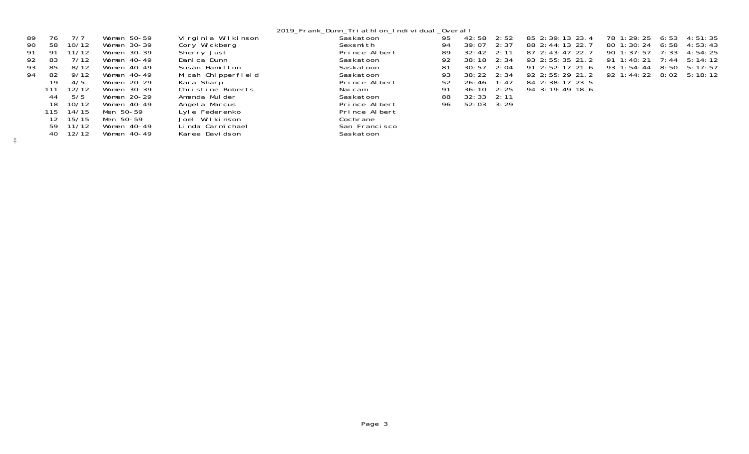2019_Frank_Dunn_Triathlon_Individual_Overall

| | | | | | | | | | | | | | | | |
|---|---|---|---|---|---|---|---|---|---|---|---|---|---|---|---|
| 89 | 76 | 7/7 | Women 50-59 | Virginia Wilkinson | Saskatoon | 95 | 42:58 | 2:52 | 85 | 2:39:13 | 23.4 | 78 | 1:29:25 | 6:53 | 4:51:35 |
| 90 | 58 | 10/12 | Women 30-39 | Cory Wickberg | Sexsmith | 94 | 39:07 | 2:37 | 88 | 2:44:13 | 22.7 | 80 | 1:30:24 | 6:58 | 4:53:43 |
| 91 | 91 | 11/12 | Women 30-39 | Sherry Just | Prince Albert | 89 | 32:42 | 2:11 | 87 | 2:43:47 | 22.7 | 90 | 1:37:57 | 7:33 | 4:54:25 |
| 92 | 83 | 7/12 | Women 40-49 | Danica Dunn | Saskatoon | 92 | 38:18 | 2:34 | 93 | 2:55:35 | 21.2 | 91 | 1:40:21 | 7:44 | 5:14:12 |
| 93 | 85 | 8/12 | Women 40-49 | Susan Hamilton | Saskatoon | 81 | 30:57 | 2:04 | 91 | 2:52:17 | 21.6 | 93 | 1:54:44 | 8:50 | 5:17:57 |
| 94 | 82 | 9/12 | Women 40-49 | Micah Chipperfield | Saskatoon | 93 | 38:22 | 2:34 | 92 | 2:55:29 | 21.2 | 92 | 1:44:22 | 8:02 | 5:18:12 |
| | 19 | 4/5 | Women 20-29 | Kara Sharp | Prince Albert | 52 | 26:46 | 1:47 | 84 | 2:38:17 | 23.5 | | | | |
| | 111 | 12/12 | Women 30-39 | Christine Roberts | Naicam | 91 | 36:10 | 2:25 | 94 | 3:19:49 | 18.6 | | | | |
| | 44 | 5/5 | Women 20-29 | Amanda Mulder | Saskatoon | 88 | 32:33 | 2:11 | | | | | | | |
| | 18 | 10/12 | Women 40-49 | Angela Marcus | Prince Albert | 96 | 52:03 | 3:29 | | | | | | | |
| | 115 | 14/15 | Men 50-59 | Lyle Federenko | Prince Albert | | | | | | | | | | |
| | 12 | 15/15 | Men 50-59 | Joel Wilkinson | Cochrane | | | | | | | | | | |
| | 59 | 11/12 | Women 40-49 | Linda Carmichael | San Francisco | | | | | | | | | | |
| | 40 | 12/12 | Women 40-49 | Karee Davidson | Saskatoon | | | | | | | | | | |